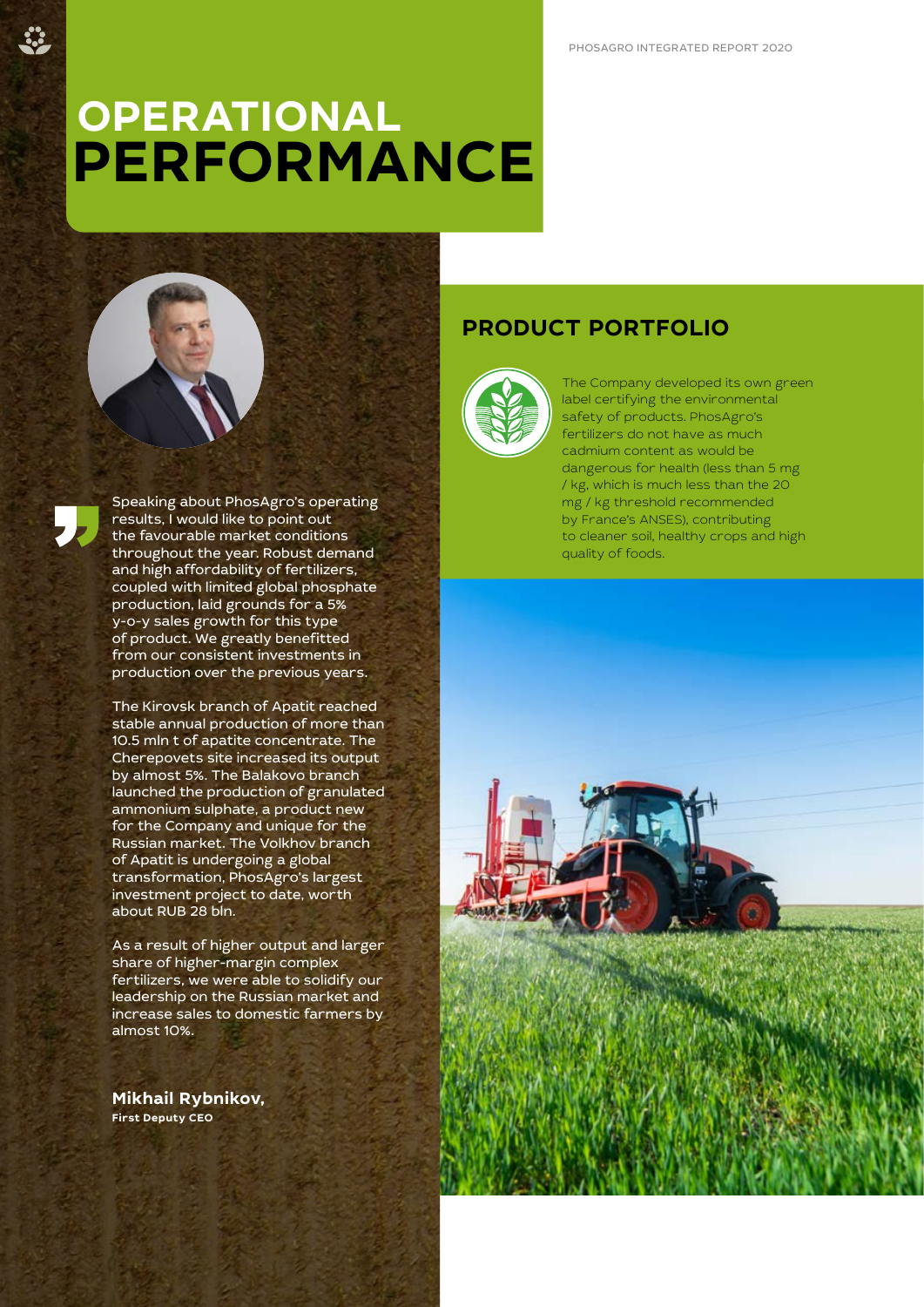# OPERATIONAL PERFORMANCE

Speaking about PhosAgro's operating results, I would like to point out the favourable market conditions throughout the year. Robust demand and high affordability of fertilizers, coupled with limited global phosphate production, laid grounds for a 5% y-o-y sales growth for this type of product. We greatly benefitted from our consistent investments in production over the previous years.

The Kirovsk branch of Apatit reached stable annual production of more than 10.5 mln t of apatite concentrate. The Cherepovets site increased its output by almost 5%. The Balakovo branch launched the production of granulated ammonium sulphate, a product new for the Company and unique for the Russian market. The Volkhov branch of Apatit is undergoing a global transformation, PhosAgro's largest investment project to date, worth about RUB 28 bln.

As a result of higher output and larger share of higher-margin complex fertilizers, we were able to solidify our leadership on the Russian market and increase sales to domestic farmers by almost 10%.

**Mikhail Rybnikov,**
**First Deputy CEO**

## PRODUCT PORTFOLIO

The Company developed its own green label certifying the environmental safety of products. PhosAgro's fertilizers do not have as much cadmium content as would be dangerous for health (less than 5 mg / kg, which is much less than the 20 mg / kg threshold recommended by France's ANSES), contributing to cleaner soil, healthy crops and high quality of foods.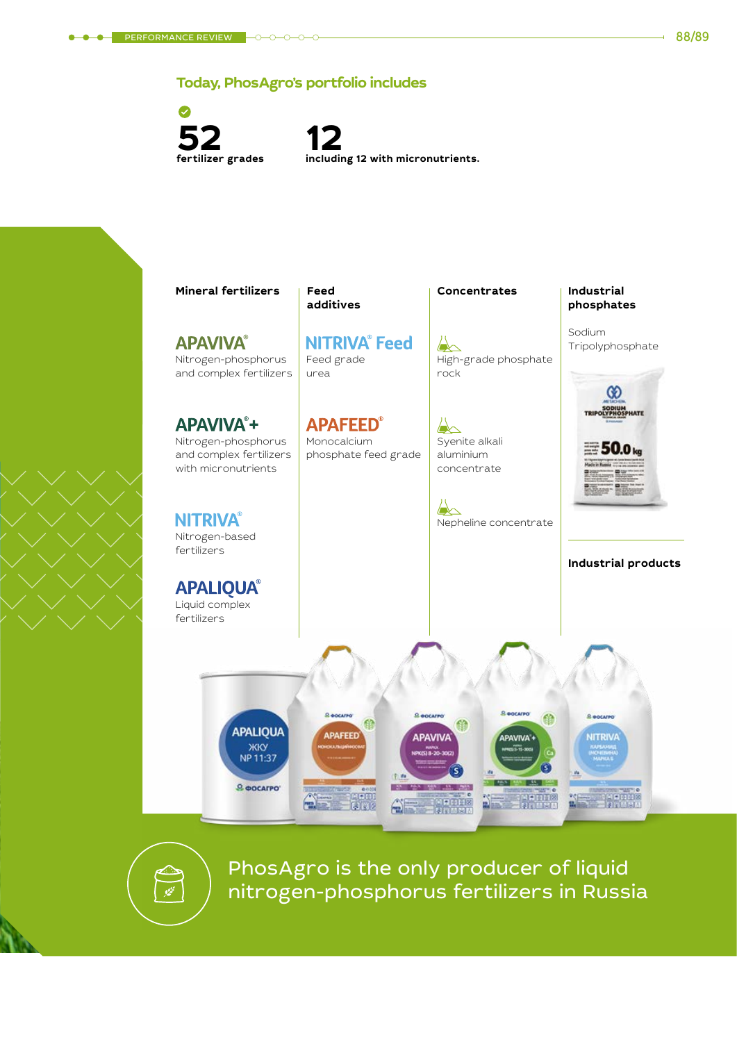## Today, PhosAgro's portfolio includes

**52** fertilizer grades

**12** including 12 with micronutrients.

### Mineral fertilizers

**APAVIVA®**
Nitrogen-phosphorus and complex fertilizers

**APAVIVA®+**
Nitrogen-phosphorus and complex fertilizers with micronutrients

**NITRIVA®**
Nitrogen-based fertilizers

**APALIQUA®**
Liquid complex fertilizers

### Feed additives

**NITRIVA® Feed**
Feed grade urea

**APAFEED®**
Monocalcium phosphate feed grade

### Concentrates

High-grade phosphate rock

Syenite alkali aluminium concentrate

Nepheline concentrate

### Industrial phosphates

Sodium Tripolyphosphate

### Industrial products

PhosAgro is the only producer of liquid nitrogen-phosphorus fertilizers in Russia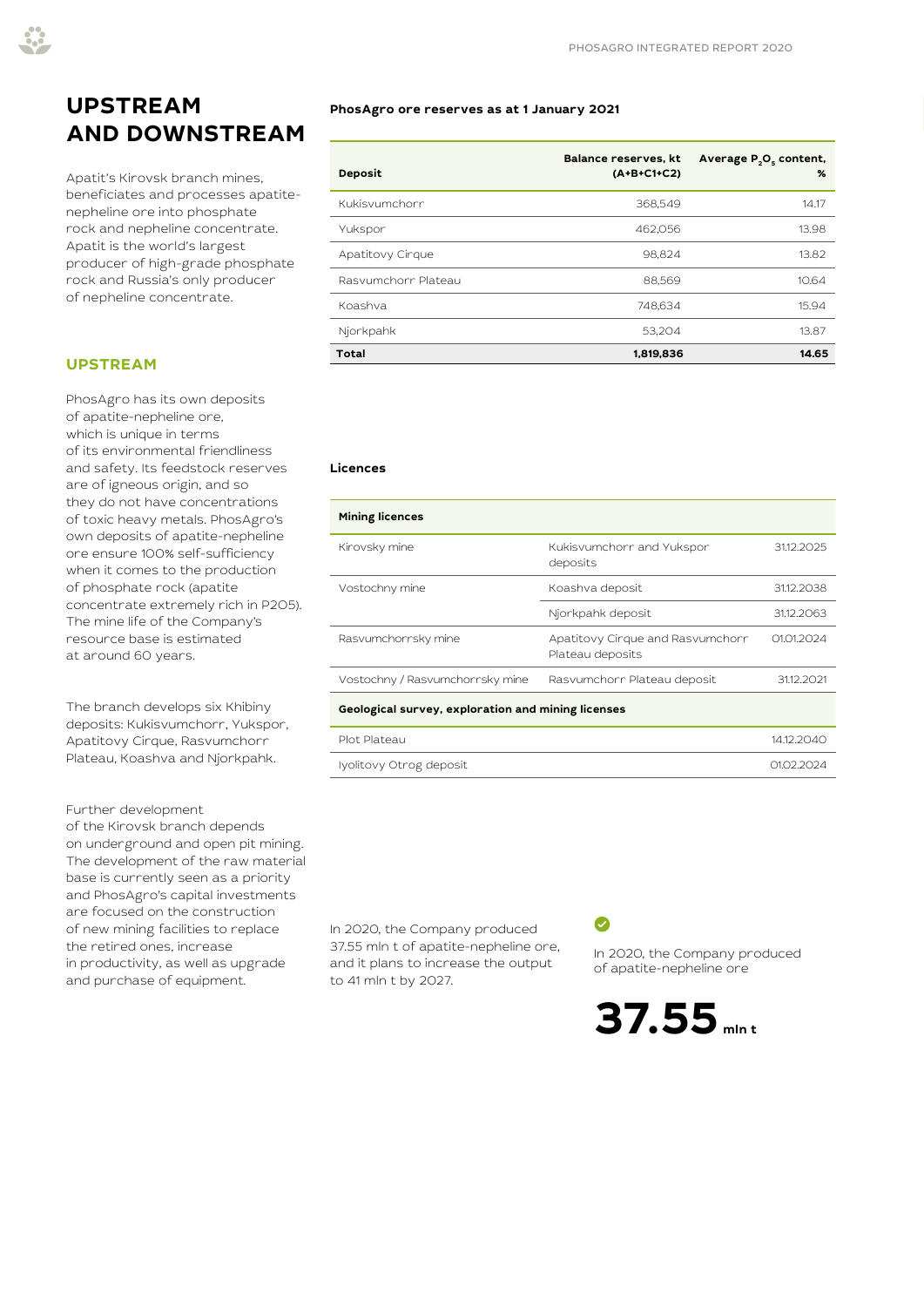# UPSTREAM AND DOWNSTREAM

Apatit's Kirovsk branch mines, beneficiates and processes apatite-nepheline ore into phosphate rock and nepheline concentrate. Apatit is the world's largest producer of high-grade phosphate rock and Russia's only producer of nepheline concentrate.

## UPSTREAM

PhosAgro has its own deposits of apatite-nepheline ore, which is unique in terms of its environmental friendliness and safety. Its feedstock reserves are of igneous origin, and so they do not have concentrations of toxic heavy metals. PhosAgro's own deposits of apatite-nepheline ore ensure 100% self-sufficiency when it comes to the production of phosphate rock (apatite concentrate extremely rich in P2O5). The mine life of the Company's resource base is estimated at around 60 years.

The branch develops six Khibiny deposits: Kukisvumchorr, Yukspor, Apatitovy Cirque, Rasvumchorr Plateau, Koashva and Njorkpahk.

Further development of the Kirovsk branch depends on underground and open pit mining. The development of the raw material base is currently seen as a priority and PhosAgro's capital investments are focused on the construction of new mining facilities to replace the retired ones, increase in productivity, as well as upgrade and purchase of equipment.

**PhosAgro ore reserves as at 1 January 2021**

| Deposit | Balance reserves, kt (A+B+C1+C2) | Average $P_2O_5$ content, % |
|---|---|---|
| Kukisvumchorr | 368,549 | 14.17 |
| Yukspor | 462,056 | 13.98 |
| Apatitovy Cirque | 98,824 | 13.82 |
| Rasvumchorr Plateau | 88,569 | 10.64 |
| Koashva | 748,634 | 15.94 |
| Njorkpahk | 53,204 | 13.87 |
| **Total** | **1,819,836** | **14.65** |

**Licences**

| Mining licences | | |
|---|---|---|
| Kirovsky mine | Kukisvumchorr and Yukspor deposits | 31.12.2025 |
| Vostochny mine | Koashva deposit | 31.12.2038 |
| | Njorkpahk deposit | 31.12.2063 |
| Rasvumchorrsky mine | Apatitovy Cirque and Rasvumchorr Plateau deposits | 01.01.2024 |
| Vostochny / Rasvumchorrsky mine | Rasvumchorr Plateau deposit | 31.12.2021 |
| **Geological survey, exploration and mining licenses** | | |
| Plot Plateau | | 14.12.2040 |
| Iyolitovy Otrog deposit | | 01.02.2024 |

In 2020, the Company produced 37.55 mln t of apatite-nepheline ore, and it plans to increase the output to 41 mln t by 2027.

In 2020, the Company produced of apatite-nepheline ore

**37.55** mln t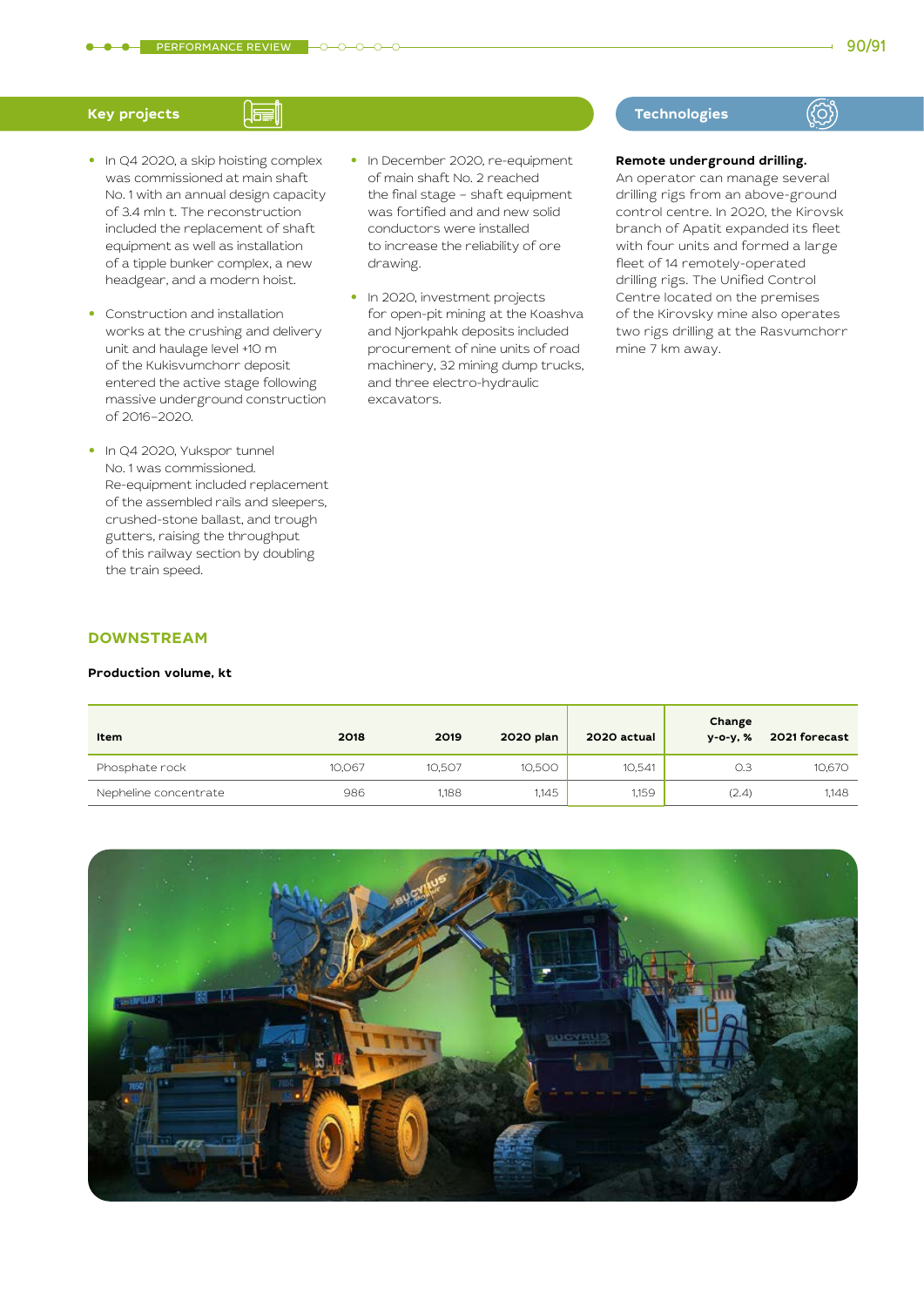## Key projects

- In Q4 2020, a skip hoisting complex was commissioned at main shaft No. 1 with an annual design capacity of 3.4 mln t. The reconstruction included the replacement of shaft equipment as well as installation of a tipple bunker complex, a new headgear, and a modern hoist.
- Construction and installation works at the crushing and delivery unit and haulage level +10 m of the Kukisvumchorr deposit entered the active stage following massive underground construction of 2016–2020.
- In Q4 2020, Yukspor tunnel No. 1 was commissioned. Re-equipment included replacement of the assembled rails and sleepers, crushed-stone ballast, and trough gutters, raising the throughput of this railway section by doubling the train speed.
- In December 2020, re-equipment of main shaft No. 2 reached the final stage – shaft equipment was fortified and and new solid conductors were installed to increase the reliability of ore drawing.
- In 2020, investment projects for open-pit mining at the Koashva and Njorkpahk deposits included procurement of nine units of road machinery, 32 mining dump trucks, and three electro-hydraulic excavators.

## Technologies

**Remote underground drilling.** An operator can manage several drilling rigs from an above-ground control centre. In 2020, the Kirovsk branch of Apatit expanded its fleet with four units and formed a large fleet of 14 remotely-operated drilling rigs. The Unified Control Centre located on the premises of the Kirovsky mine also operates two rigs drilling at the Rasvumchorr mine 7 km away.

## DOWNSTREAM

**Production volume, kt**

| Item | 2018 | 2019 | 2020 plan | 2020 actual | Change y-o-y, % | 2021 forecast |
|---|---|---|---|---|---|---|
| Phosphate rock | 10,067 | 10,507 | 10,500 | 10,541 | 0.3 | 10,670 |
| Nepheline concentrate | 986 | 1,188 | 1,145 | 1,159 | (2.4) | 1,148 |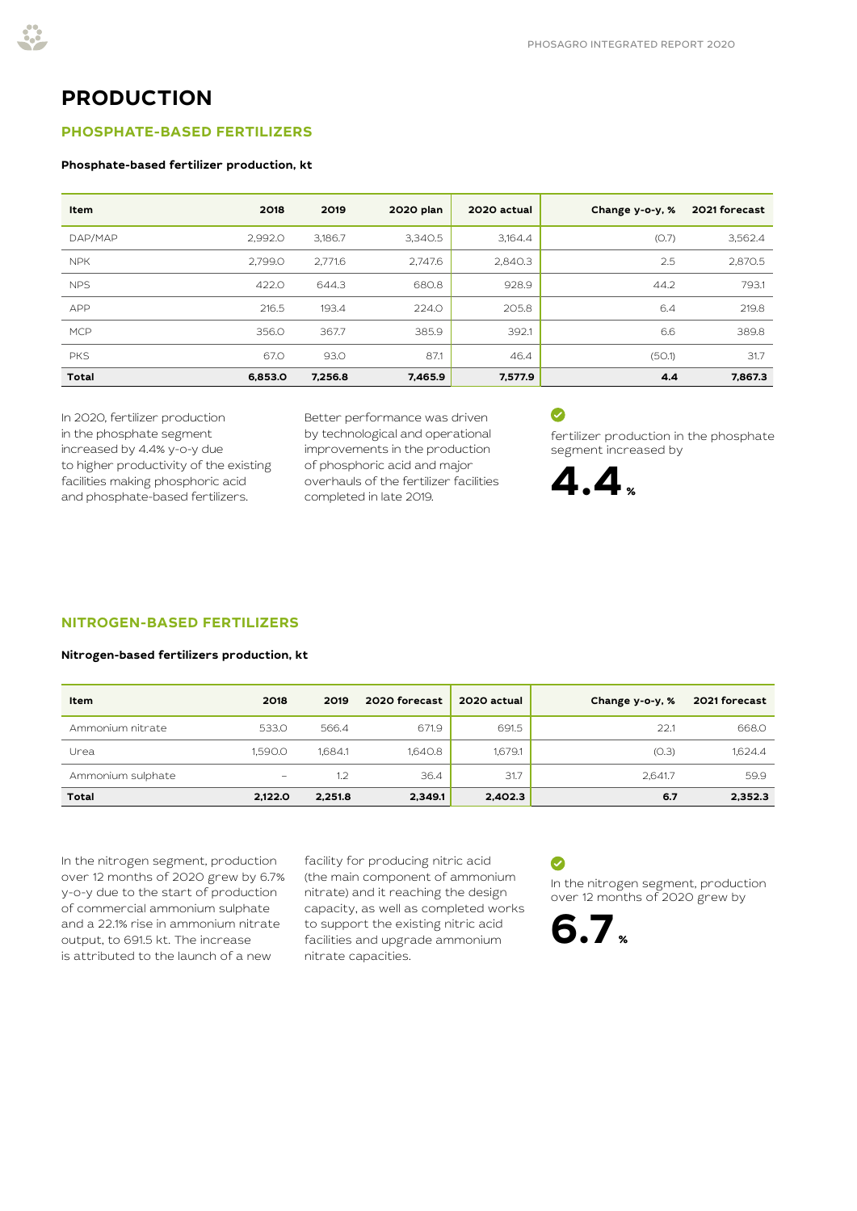# PRODUCTION

## PHOSPHATE-BASED FERTILIZERS

**Phosphate-based fertilizer production, kt**

| Item | 2018 | 2019 | 2020 plan | 2020 actual | Change y-o-y, % | 2021 forecast |
|---|---|---|---|---|---|---|
| DAP/MAP | 2,992.0 | 3,186.7 | 3,340.5 | 3,164.4 | (0.7) | 3,562.4 |
| NPK | 2,799.0 | 2,771.6 | 2,747.6 | 2,840.3 | 2.5 | 2,870.5 |
| NPS | 422.0 | 644.3 | 680.8 | 928.9 | 44.2 | 793.1 |
| APP | 216.5 | 193.4 | 224.0 | 205.8 | 6.4 | 219.8 |
| MCP | 356.0 | 367.7 | 385.9 | 392.1 | 6.6 | 389.8 |
| PKS | 67.0 | 93.0 | 87.1 | 46.4 | (50.1) | 31.7 |
| **Total** | **6,853.0** | **7,256.8** | **7,465.9** | **7,577.9** | **4.4** | **7,867.3** |

In 2020, fertilizer production in the phosphate segment increased by 4.4% y-o-y due to higher productivity of the existing facilities making phosphoric acid and phosphate-based fertilizers.

Better performance was driven by technological and operational improvements in the production of phosphoric acid and major overhauls of the fertilizer facilities completed in late 2019.

fertilizer production in the phosphate segment increased by

**4.4 %**

## NITROGEN-BASED FERTILIZERS

**Nitrogen-based fertilizers production, kt**

| Item | 2018 | 2019 | 2020 forecast | 2020 actual | Change y-o-y, % | 2021 forecast |
|---|---|---|---|---|---|---|
| Ammonium nitrate | 533.0 | 566.4 | 671.9 | 691.5 | 22.1 | 668.0 |
| Urea | 1,590.0 | 1,684.1 | 1,640.8 | 1,679.1 | (0.3) | 1,624.4 |
| Ammonium sulphate | – | 1.2 | 36.4 | 31.7 | 2,641.7 | 59.9 |
| **Total** | **2,122.0** | **2,251.8** | **2,349.1** | **2,402.3** | **6.7** | **2,352.3** |

In the nitrogen segment, production over 12 months of 2020 grew by 6.7% y-o-y due to the start of production of commercial ammonium sulphate and a 22.1% rise in ammonium nitrate output, to 691.5 kt. The increase is attributed to the launch of a new facility for producing nitric acid (the main component of ammonium nitrate) and it reaching the design capacity, as well as completed works to support the existing nitric acid facilities and upgrade ammonium nitrate capacities.

In the nitrogen segment, production over 12 months of 2020 grew by

**6.7 %**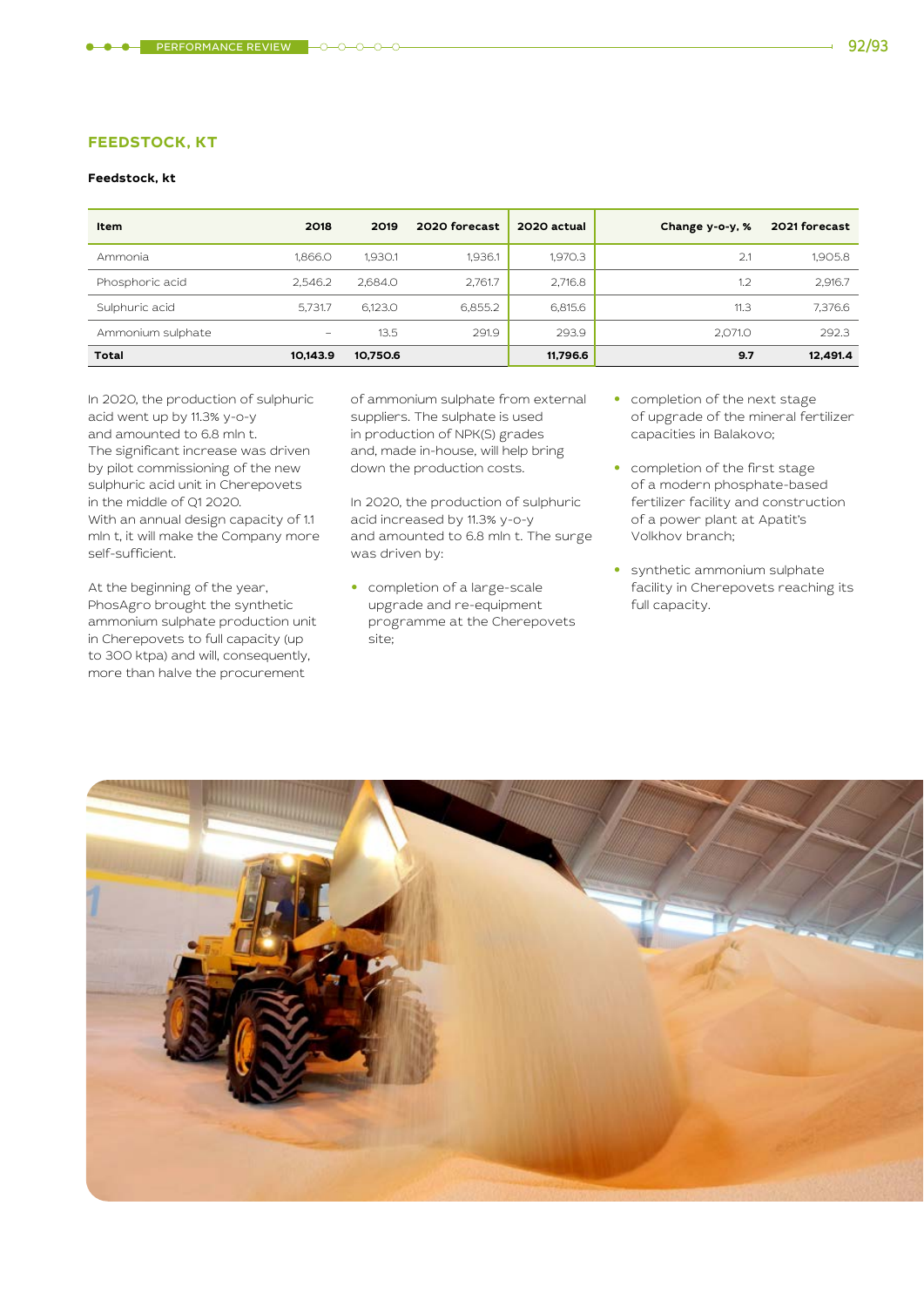## FEEDSTOCK, KT

**Feedstock, kt**

| Item | 2018 | 2019 | 2020 forecast | 2020 actual | Change y-o-y, % | 2021 forecast |
|---|---|---|---|---|---|---|
| Ammonia | 1,866.0 | 1,930.1 | 1,936.1 | 1,970.3 | 2.1 | 1,905.8 |
| Phosphoric acid | 2,546.2 | 2,684.0 | 2,761.7 | 2,716.8 | 1.2 | 2,916.7 |
| Sulphuric acid | 5,731.7 | 6,123.0 | 6,855.2 | 6,815.6 | 11.3 | 7,376.6 |
| Ammonium sulphate | – | 13.5 | 291.9 | 293.9 | 2,071.0 | 292.3 |
| **Total** | **10,143.9** | **10,750.6** | | **11,796.6** | **9.7** | **12,491.4** |

In 2020, the production of sulphuric acid went up by 11.3% y-o-y and amounted to 6.8 mln t. The significant increase was driven by pilot commissioning of the new sulphuric acid unit in Cherepovets in the middle of Q1 2020. With an annual design capacity of 1.1 mln t, it will make the Company more self-sufficient.

At the beginning of the year, PhosAgro brought the synthetic ammonium sulphate production unit in Cherepovets to full capacity (up to 300 ktpa) and will, consequently, more than halve the procurement of ammonium sulphate from external suppliers. The sulphate is used in production of NPK(S) grades and, made in-house, will help bring down the production costs.

In 2020, the production of sulphuric acid increased by 11.3% y-o-y and amounted to 6.8 mln t. The surge was driven by:

- completion of a large-scale upgrade and re-equipment programme at the Cherepovets site;
- completion of the next stage of upgrade of the mineral fertilizer capacities in Balakovo;
- completion of the first stage of a modern phosphate-based fertilizer facility and construction of a power plant at Apatit's Volkhov branch;
- synthetic ammonium sulphate facility in Cherepovets reaching its full capacity.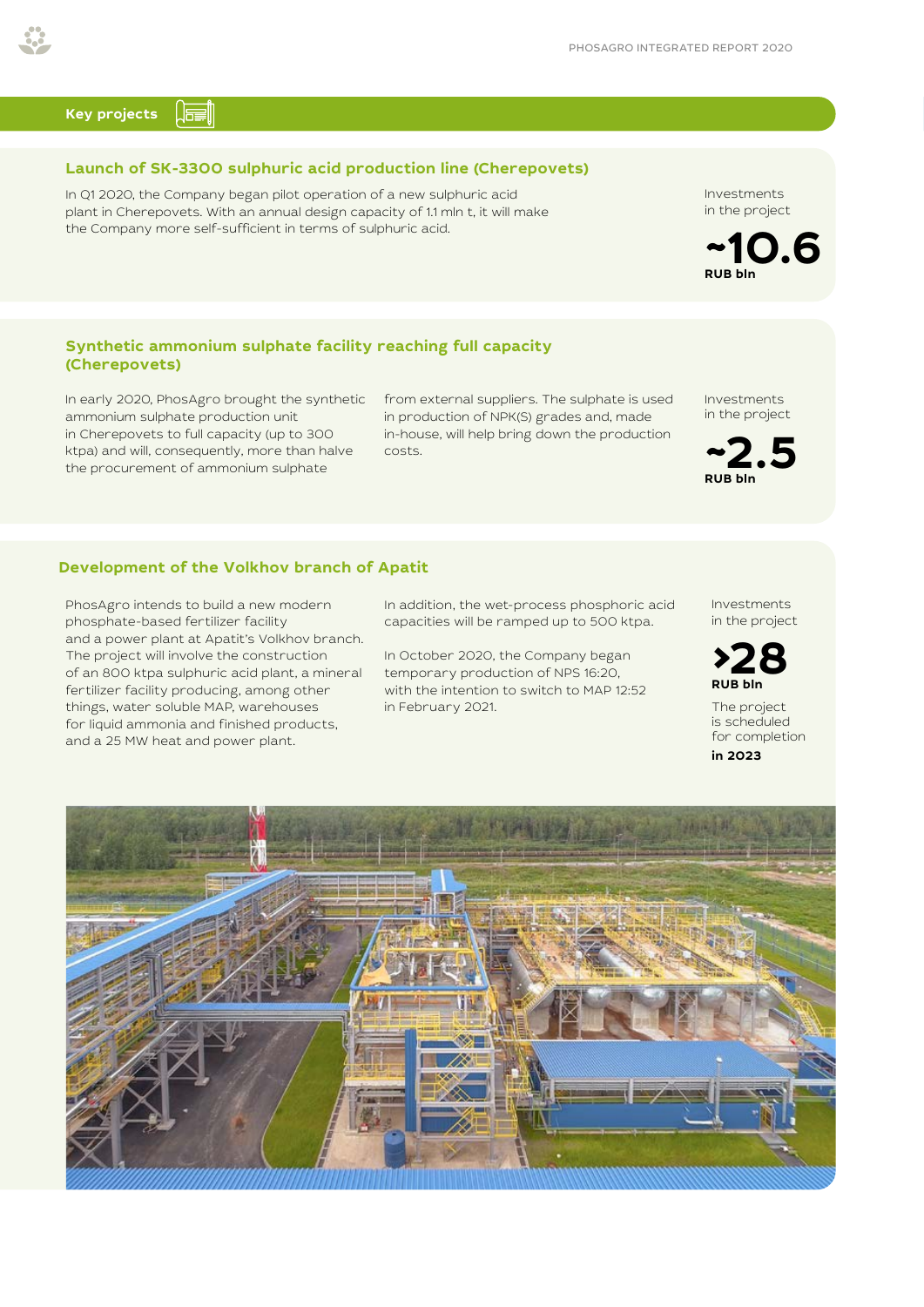## Key projects

### Launch of SK-3300 sulphuric acid production line (Cherepovets)

In Q1 2020, the Company began pilot operation of a new sulphuric acid plant in Cherepovets. With an annual design capacity of 1.1 mln t, it will make the Company more self-sufficient in terms of sulphuric acid.

Investments in the project

**~10.6**
**RUB bln**

### Synthetic ammonium sulphate facility reaching full capacity (Cherepovets)

In early 2020, PhosAgro brought the synthetic ammonium sulphate production unit in Cherepovets to full capacity (up to 300 ktpa) and will, consequently, more than halve the procurement of ammonium sulphate from external suppliers. The sulphate is used in production of NPK(S) grades and, made in-house, will help bring down the production costs.

Investments in the project

**~2.5**
**RUB bln**

### Development of the Volkhov branch of Apatit

PhosAgro intends to build a new modern phosphate-based fertilizer facility and a power plant at Apatit's Volkhov branch. The project will involve the construction of an 800 ktpa sulphuric acid plant, a mineral fertilizer facility producing, among other things, water soluble MAP, warehouses for liquid ammonia and finished products, and a 25 MW heat and power plant.

In addition, the wet-process phosphoric acid capacities will be ramped up to 500 ktpa.

In October 2020, the Company began temporary production of NPS 16:20, with the intention to switch to MAP 12:52 in February 2021.

Investments in the project

**>28**
**RUB bln**

The project is scheduled for completion **in 2023**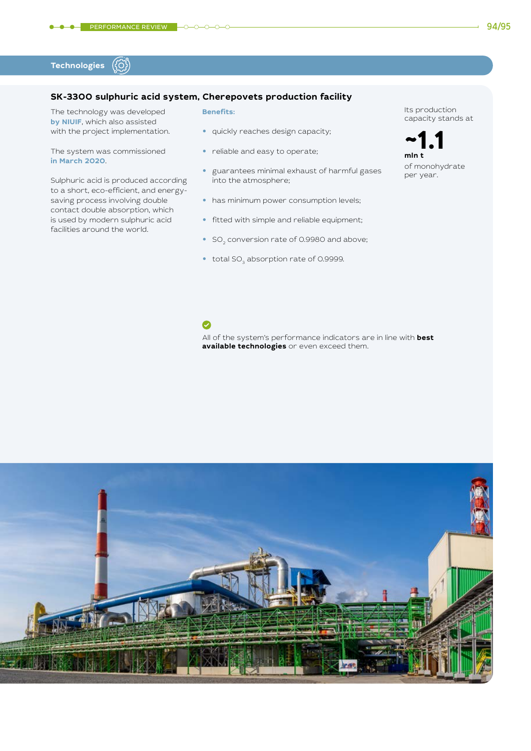## Technologies

### SK-3300 sulphuric acid system, Cherepovets production facility

The technology was developed **by NIUIF**, which also assisted with the project implementation.

The system was commissioned **in March 2020**.

Sulphuric acid is produced according to a short, eco-efficient, and energy-saving process involving double contact double absorption, which is used by modern sulphuric acid facilities around the world.

**Benefits:**

- quickly reaches design capacity;
- reliable and easy to operate;
- guarantees minimal exhaust of harmful gases into the atmosphere;
- has minimum power consumption levels;
- fitted with simple and reliable equipment;
- $SO_2$ conversion rate of 0.9980 and above;
- total $SO_3$ absorption rate of 0.9999.

Its production capacity stands at

**~1.1**
**mln t**
of monohydrate per year.

All of the system's performance indicators are in line with **best available technologies** or even exceed them.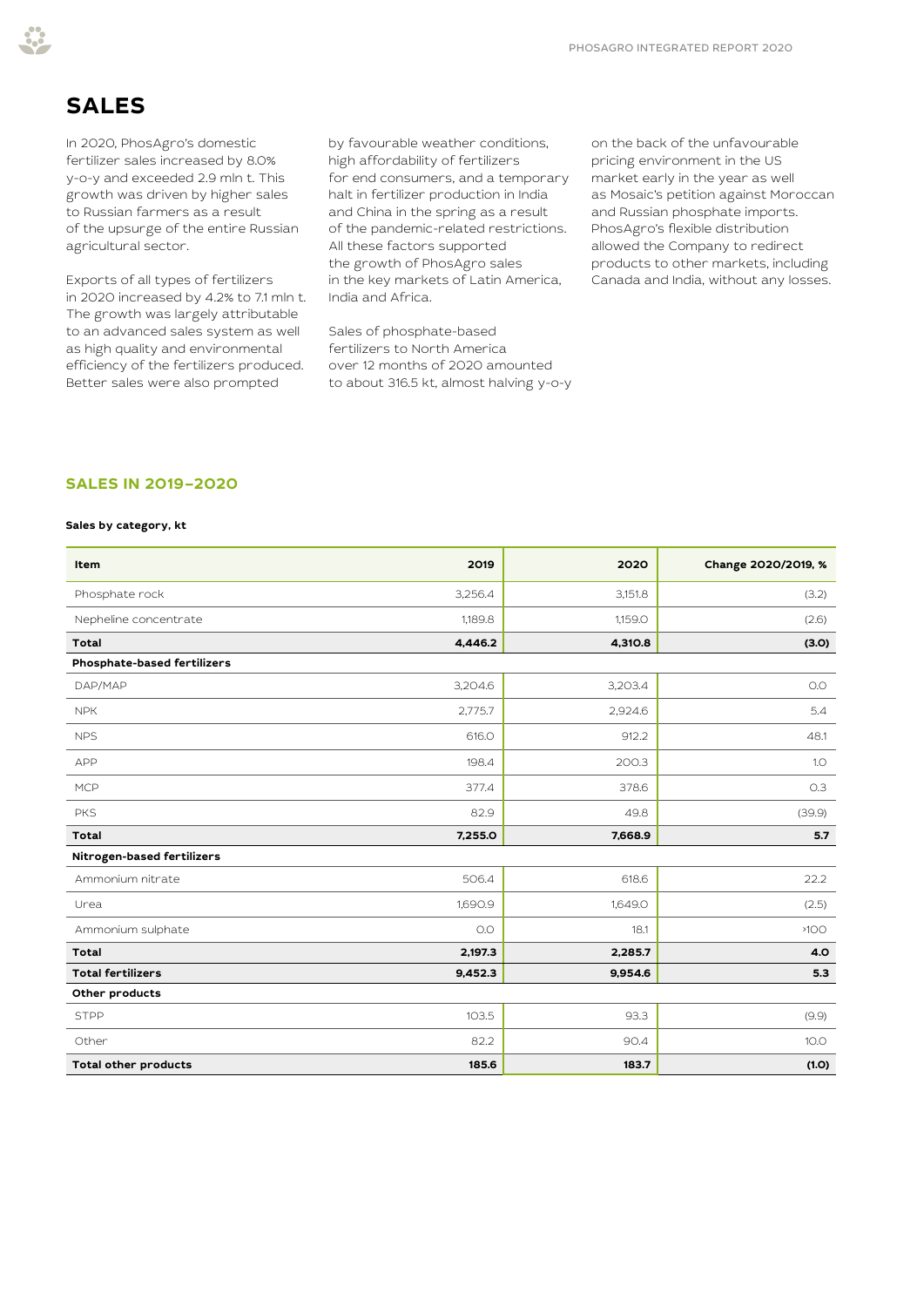# SALES

In 2020, PhosAgro's domestic fertilizer sales increased by 8.0% y-o-y and exceeded 2.9 mln t. This growth was driven by higher sales to Russian farmers as a result of the upsurge of the entire Russian agricultural sector.

Exports of all types of fertilizers in 2020 increased by 4.2% to 7.1 mln t. The growth was largely attributable to an advanced sales system as well as high quality and environmental efficiency of the fertilizers produced. Better sales were also prompted by favourable weather conditions, high affordability of fertilizers for end consumers, and a temporary halt in fertilizer production in India and China in the spring as a result of the pandemic-related restrictions. All these factors supported the growth of PhosAgro sales in the key markets of Latin America, India and Africa.

Sales of phosphate-based fertilizers to North America over 12 months of 2020 amounted to about 316.5 kt, almost halving y-o-y on the back of the unfavourable pricing environment in the US market early in the year as well as Mosaic's petition against Moroccan and Russian phosphate imports. PhosAgro's flexible distribution allowed the Company to redirect products to other markets, including Canada and India, without any losses.

## SALES IN 2019–2020

**Sales by category, kt**

| Item | 2019 | 2020 | Change 2020/2019, % |
|---|---|---|---|
| Phosphate rock | 3,256.4 | 3,151.8 | (3.2) |
| Nepheline concentrate | 1,189.8 | 1,159.0 | (2.6) |
| **Total** | **4,446.2** | **4,310.8** | **(3.0)** |
| **Phosphate-based fertilizers** | | | |
| DAP/MAP | 3,204.6 | 3,203.4 | 0.0 |
| NPK | 2,775.7 | 2,924.6 | 5.4 |
| NPS | 616.0 | 912.2 | 48.1 |
| APP | 198.4 | 200.3 | 1.0 |
| MCP | 377.4 | 378.6 | 0.3 |
| PKS | 82.9 | 49.8 | (39.9) |
| **Total** | **7,255.0** | **7,668.9** | **5.7** |
| **Nitrogen-based fertilizers** | | | |
| Ammonium nitrate | 506.4 | 618.6 | 22.2 |
| Urea | 1,690.9 | 1,649.0 | (2.5) |
| Ammonium sulphate | 0.0 | 18.1 | >100 |
| **Total** | **2,197.3** | **2,285.7** | **4.0** |
| **Total fertilizers** | **9,452.3** | **9,954.6** | **5.3** |
| **Other products** | | | |
| STPP | 103.5 | 93.3 | (9.9) |
| Other | 82.2 | 90.4 | 10.0 |
| **Total other products** | **185.6** | **183.7** | **(1.0)** |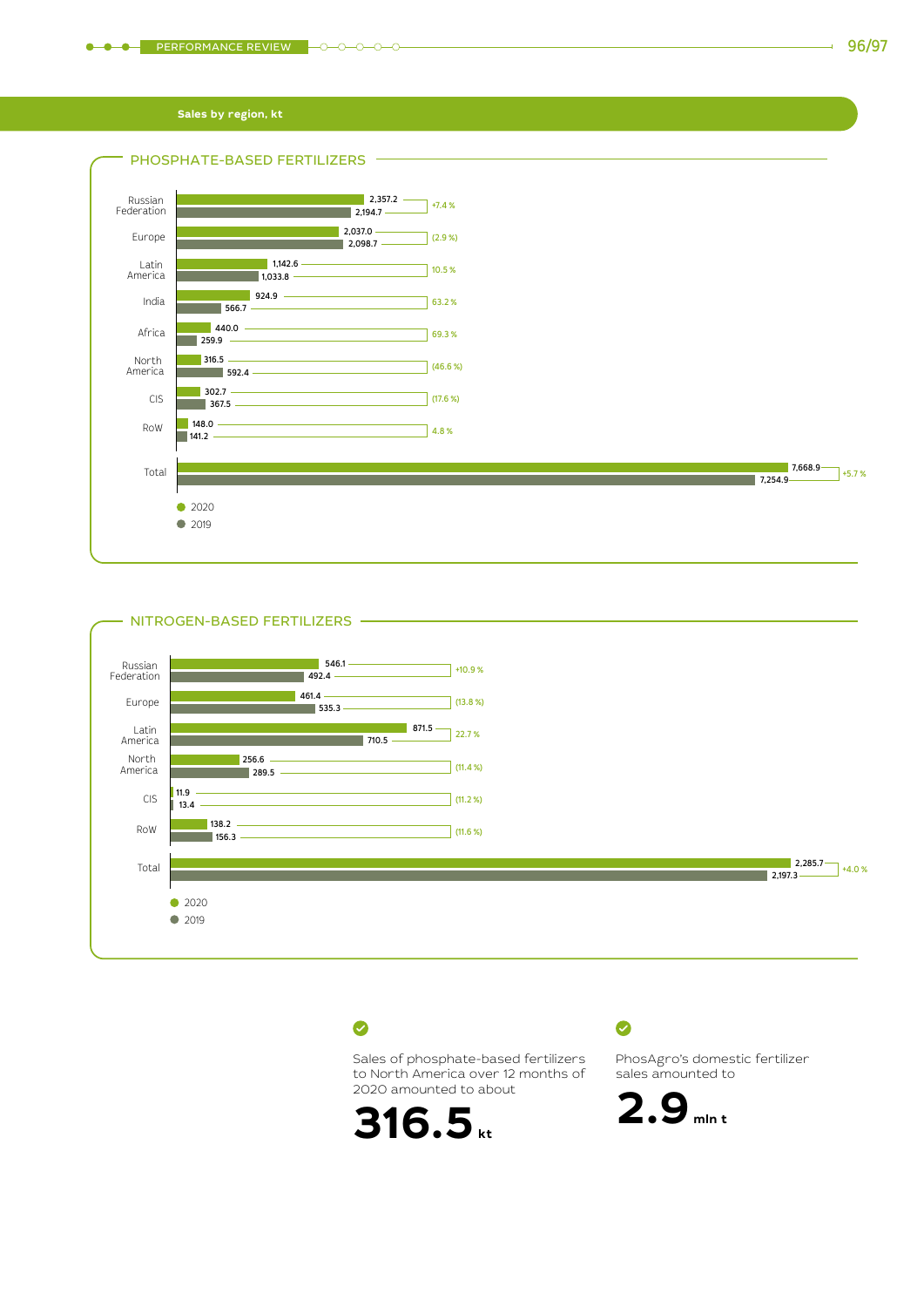## Sales by region, kt

### PHOSPHATE-BASED FERTILIZERS

Russian Federation
2,357.2
2,194.7
+7.4 %

Europe
2,037.0
2,098.7
(2.9 %)

Latin America
1,142.6
1,033.8
10.5 %

India
924.9
566.7
63.2 %

Africa
440.0
259.9
69.3 %

North America
316.5
592.4
(46.6 %)

CIS
302.7
367.5
(17.6 %)

RoW
148.0
141.2
4.8 %

Total
7,668.9
7,254.9
+5.7 %

2020
2019

### NITROGEN-BASED FERTILIZERS

Russian Federation
546.1
492.4
+10.9 %

Europe
461.4
535.3
(13.8 %)

Latin America
871.5
710.5
22.7 %

North America
256.6
289.5
(11.4 %)

CIS
11.9
13.4
(11.2 %)

RoW
138.2
156.3
(11.6 %)

Total
2,285.7
2,197.3
+4.0 %

2020
2019

Sales of phosphate-based fertilizers to North America over 12 months of 2020 amounted to about

**316.5** kt

PhosAgro's domestic fertilizer sales amounted to

**2.9** mln t